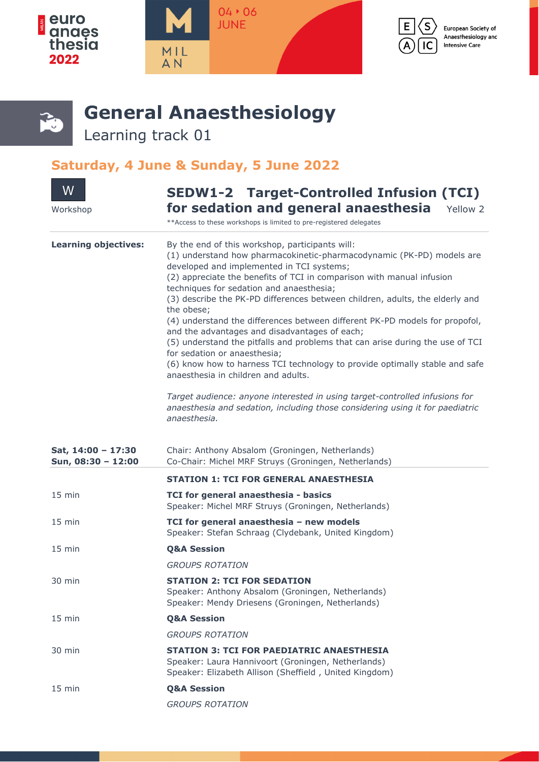# General Anaesthesiology

Learning track 01

## Saturday, 4 June & Sunday, 5 June 2022

W
Workshop

### SEDW1-2 Target-Controlled Infusion (TCI) for sedation and general anaesthesia

Yellow 2

**Access to these workshops is limited to pre-registered delegates

**Learning objectives:**

By the end of this workshop, participants will:
(1) understand how pharmacokinetic-pharmacodynamic (PK-PD) models are developed and implemented in TCI systems;
(2) appreciate the benefits of TCI in comparison with manual infusion techniques for sedation and anaesthesia;
(3) describe the PK-PD differences between children, adults, the elderly and the obese;
(4) understand the differences between different PK-PD models for propofol, and the advantages and disadvantages of each;
(5) understand the pitfalls and problems that can arise during the use of TCI for sedation or anaesthesia;
(6) know how to harness TCI technology to provide optimally stable and safe anaesthesia in children and adults.

*Target audience: anyone interested in using target-controlled infusions for anaesthesia and sedation, including those considering using it for paediatric anaesthesia.*

**Sat, 14:00 – 17:30**
**Sun, 08:30 – 12:00**

Chair: Anthony Absalom (Groningen, Netherlands)
Co-Chair: Michel MRF Struys (Groningen, Netherlands)

**STATION 1: TCI FOR GENERAL ANAESTHESIA**

15 min — **TCI for general anaesthesia - basics**
Speaker: Michel MRF Struys (Groningen, Netherlands)

15 min — **TCI for general anaesthesia – new models**
Speaker: Stefan Schraag (Clydebank, United Kingdom)

15 min — **Q&A Session**

*GROUPS ROTATION*

30 min — **STATION 2: TCI FOR SEDATION**
Speaker: Anthony Absalom (Groningen, Netherlands)
Speaker: Mendy Driesens (Groningen, Netherlands)

15 min — **Q&A Session**

*GROUPS ROTATION*

30 min — **STATION 3: TCI FOR PAEDIATRIC ANAESTHESIA**
Speaker: Laura Hannivoort (Groningen, Netherlands)
Speaker: Elizabeth Allison (Sheffield , United Kingdom)

15 min — **Q&A Session**

*GROUPS ROTATION*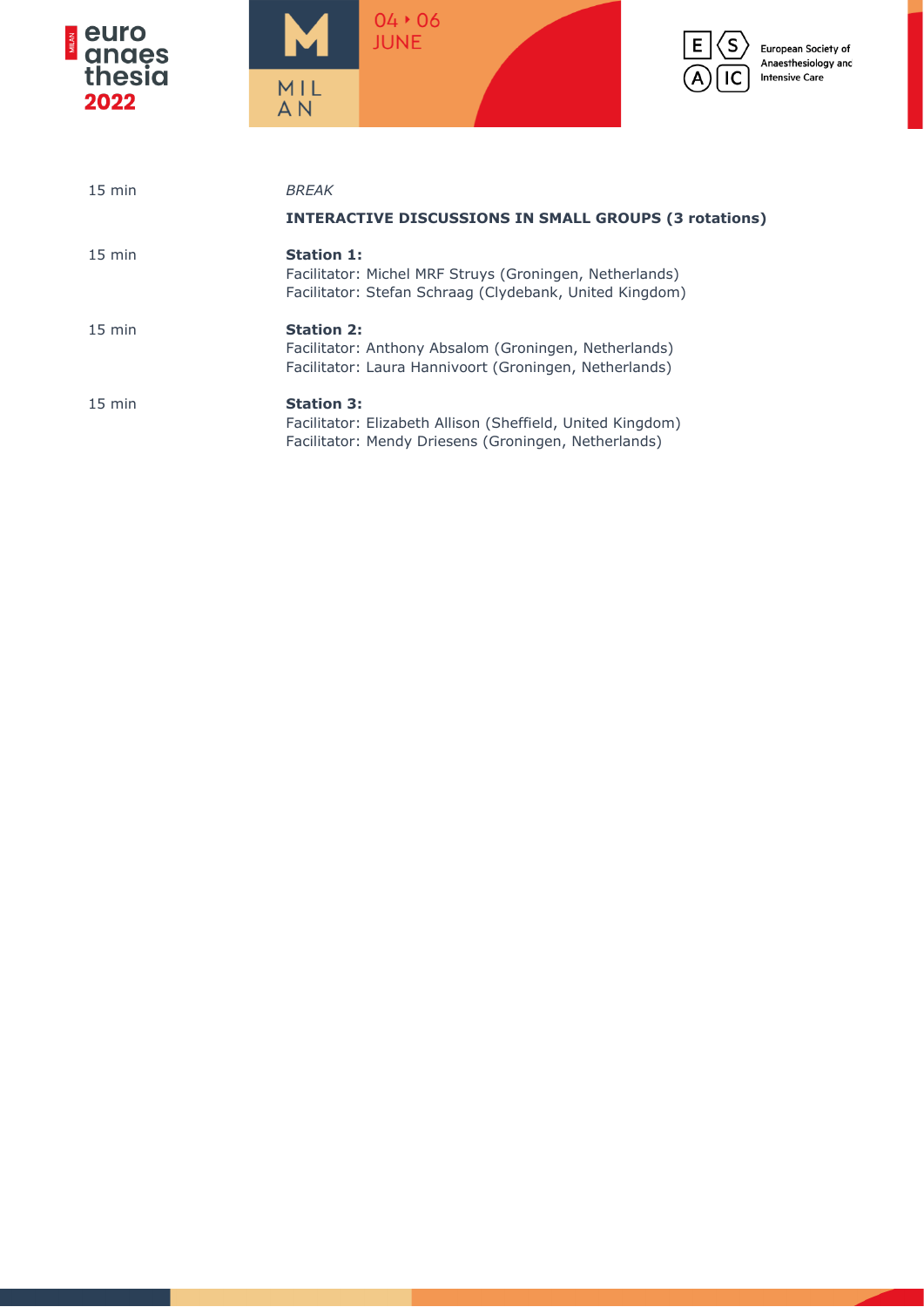| | |
|---|---|
| 15 min | *BREAK* |
| | **INTERACTIVE DISCUSSIONS IN SMALL GROUPS (3 rotations)** |
| 15 min | **Station 1:**<br>Facilitator: Michel MRF Struys (Groningen, Netherlands)<br>Facilitator: Stefan Schraag (Clydebank, United Kingdom) |
| 15 min | **Station 2:**<br>Facilitator: Anthony Absalom (Groningen, Netherlands)<br>Facilitator: Laura Hannivoort (Groningen, Netherlands) |
| 15 min | **Station 3:**<br>Facilitator: Elizabeth Allison (Sheffield, United Kingdom)<br>Facilitator: Mendy Driesens (Groningen, Netherlands) |